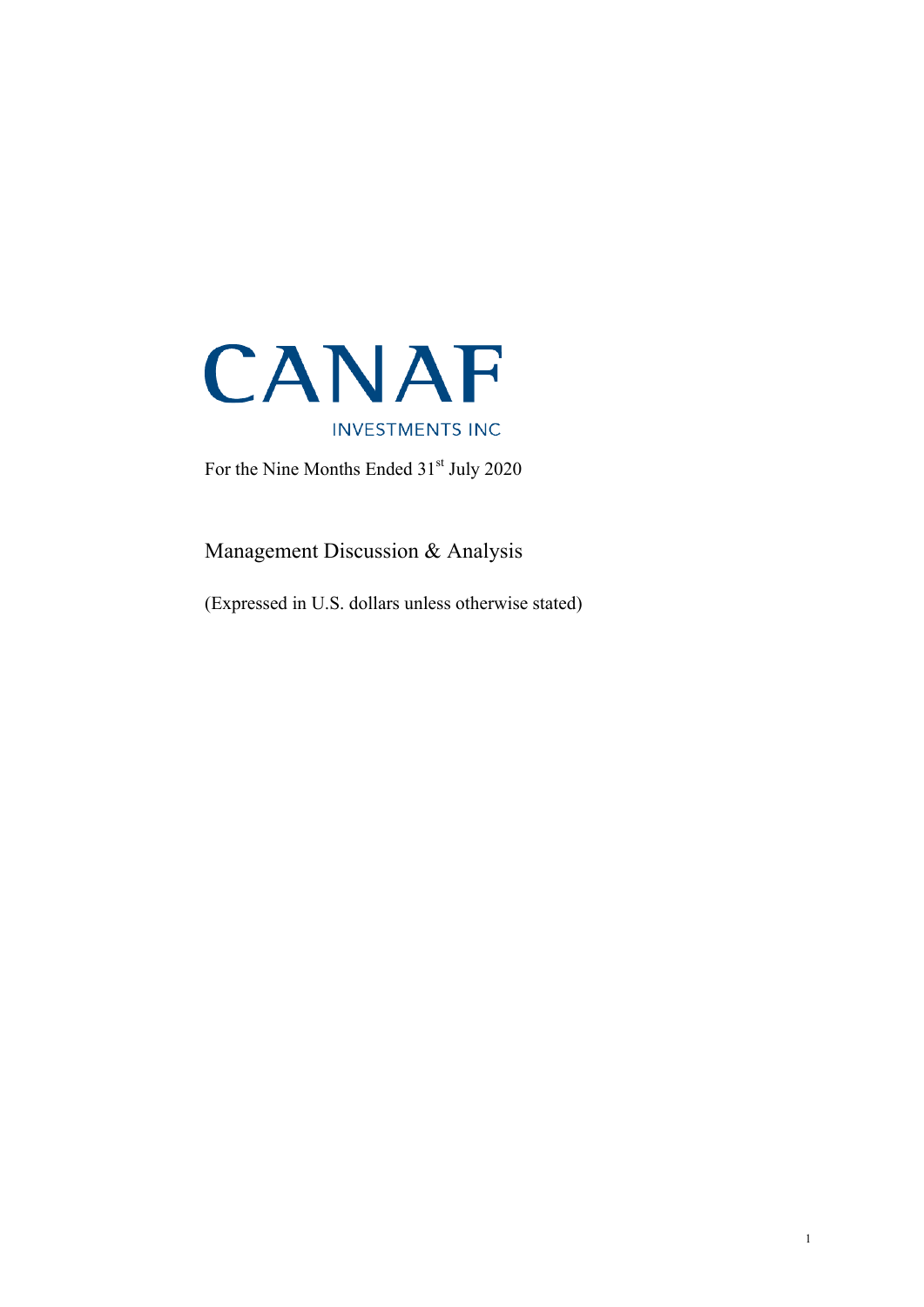# CANAF

INVESTMENTS INC

For the Nine Months Ended 31st July 2020

## Management Discussion & Analysis

(Expressed in U.S. dollars unless otherwise stated)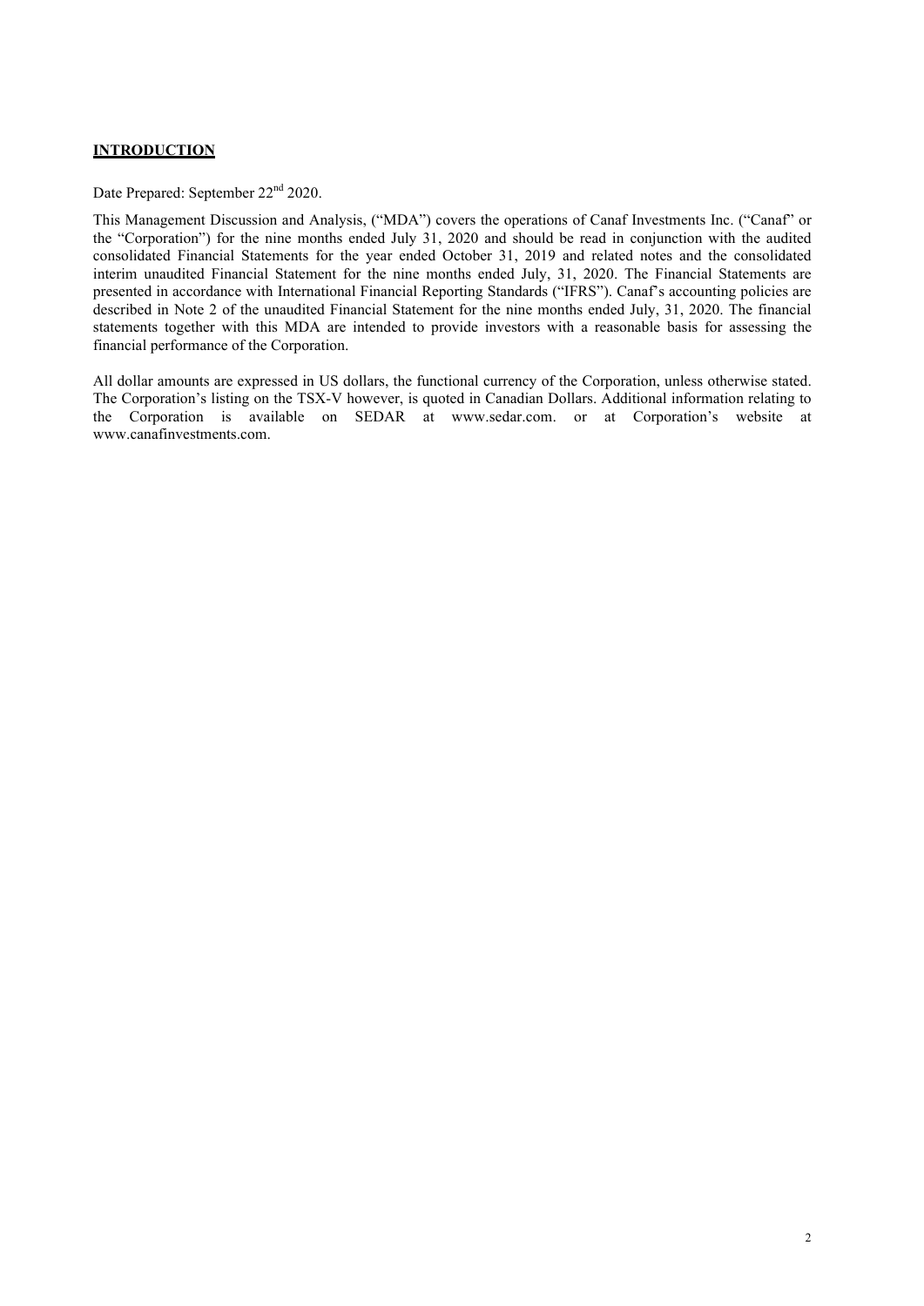## INTRODUCTION

Date Prepared: September 22nd 2020.

This Management Discussion and Analysis, ("MDA") covers the operations of Canaf Investments Inc. ("Canaf" or the "Corporation") for the nine months ended July 31, 2020 and should be read in conjunction with the audited consolidated Financial Statements for the year ended October 31, 2019 and related notes and the consolidated interim unaudited Financial Statement for the nine months ended July, 31, 2020. The Financial Statements are presented in accordance with International Financial Reporting Standards ("IFRS"). Canaf's accounting policies are described in Note 2 of the unaudited Financial Statement for the nine months ended July, 31, 2020. The financial statements together with this MDA are intended to provide investors with a reasonable basis for assessing the financial performance of the Corporation.

All dollar amounts are expressed in US dollars, the functional currency of the Corporation, unless otherwise stated. The Corporation's listing on the TSX-V however, is quoted in Canadian Dollars. Additional information relating to the Corporation is available on SEDAR at www.sedar.com. or at Corporation's website at www.canafinvestments.com.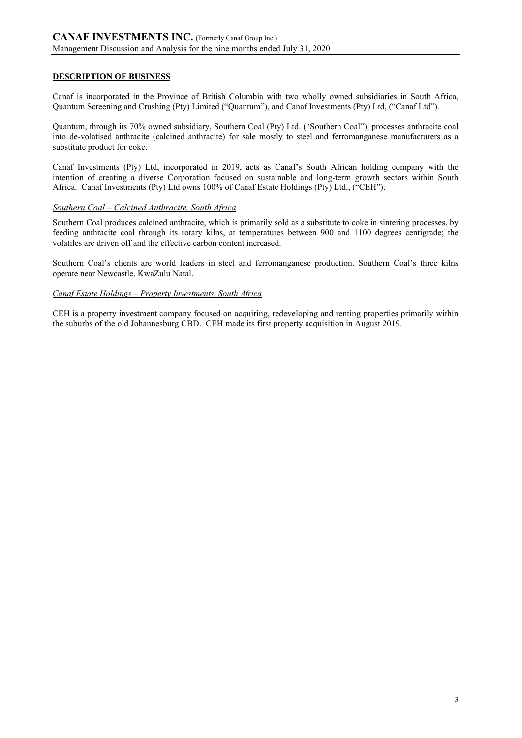## DESCRIPTION OF BUSINESS

Canaf is incorporated in the Province of British Columbia with two wholly owned subsidiaries in South Africa, Quantum Screening and Crushing (Pty) Limited ("Quantum"), and Canaf Investments (Pty) Ltd, ("Canaf Ltd").

Quantum, through its 70% owned subsidiary, Southern Coal (Pty) Ltd. ("Southern Coal"), processes anthracite coal into de-volatised anthracite (calcined anthracite) for sale mostly to steel and ferromanganese manufacturers as a substitute product for coke.

Canaf Investments (Pty) Ltd, incorporated in 2019, acts as Canaf's South African holding company with the intention of creating a diverse Corporation focused on sustainable and long-term growth sectors within South Africa. Canaf Investments (Pty) Ltd owns 100% of Canaf Estate Holdings (Pty) Ltd., ("CEH").

### *Southern Coal – Calcined Anthracite, South Africa*

Southern Coal produces calcined anthracite, which is primarily sold as a substitute to coke in sintering processes, by feeding anthracite coal through its rotary kilns, at temperatures between 900 and 1100 degrees centigrade; the volatiles are driven off and the effective carbon content increased.

Southern Coal's clients are world leaders in steel and ferromanganese production. Southern Coal's three kilns operate near Newcastle, KwaZulu Natal.

### *Canaf Estate Holdings – Property Investments, South Africa*

CEH is a property investment company focused on acquiring, redeveloping and renting properties primarily within the suburbs of the old Johannesburg CBD. CEH made its first property acquisition in August 2019.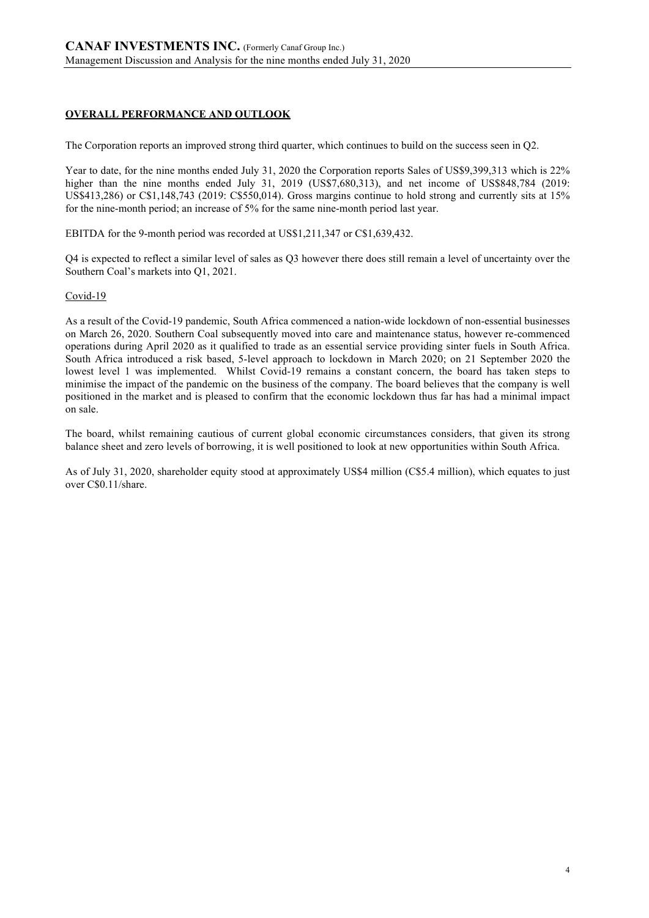## **OVERALL PERFORMANCE AND OUTLOOK**

The Corporation reports an improved strong third quarter, which continues to build on the success seen in Q2.

Year to date, for the nine months ended July 31, 2020 the Corporation reports Sales of US$9,399,313 which is 22% higher than the nine months ended July 31, 2019 (US$7,680,313), and net income of US$848,784 (2019: US$413,286) or C$1,148,743 (2019: C$550,014). Gross margins continue to hold strong and currently sits at 15% for the nine-month period; an increase of 5% for the same nine-month period last year.

EBITDA for the 9-month period was recorded at US$1,211,347 or C$1,639,432.

Q4 is expected to reflect a similar level of sales as Q3 however there does still remain a level of uncertainty over the Southern Coal's markets into Q1, 2021.

### Covid-19

As a result of the Covid-19 pandemic, South Africa commenced a nation-wide lockdown of non-essential businesses on March 26, 2020. Southern Coal subsequently moved into care and maintenance status, however re-commenced operations during April 2020 as it qualified to trade as an essential service providing sinter fuels in South Africa. South Africa introduced a risk based, 5-level approach to lockdown in March 2020; on 21 September 2020 the lowest level 1 was implemented. Whilst Covid-19 remains a constant concern, the board has taken steps to minimise the impact of the pandemic on the business of the company. The board believes that the company is well positioned in the market and is pleased to confirm that the economic lockdown thus far has had a minimal impact on sale.

The board, whilst remaining cautious of current global economic circumstances considers, that given its strong balance sheet and zero levels of borrowing, it is well positioned to look at new opportunities within South Africa.

As of July 31, 2020, shareholder equity stood at approximately US$4 million (C$5.4 million), which equates to just over C$0.11/share.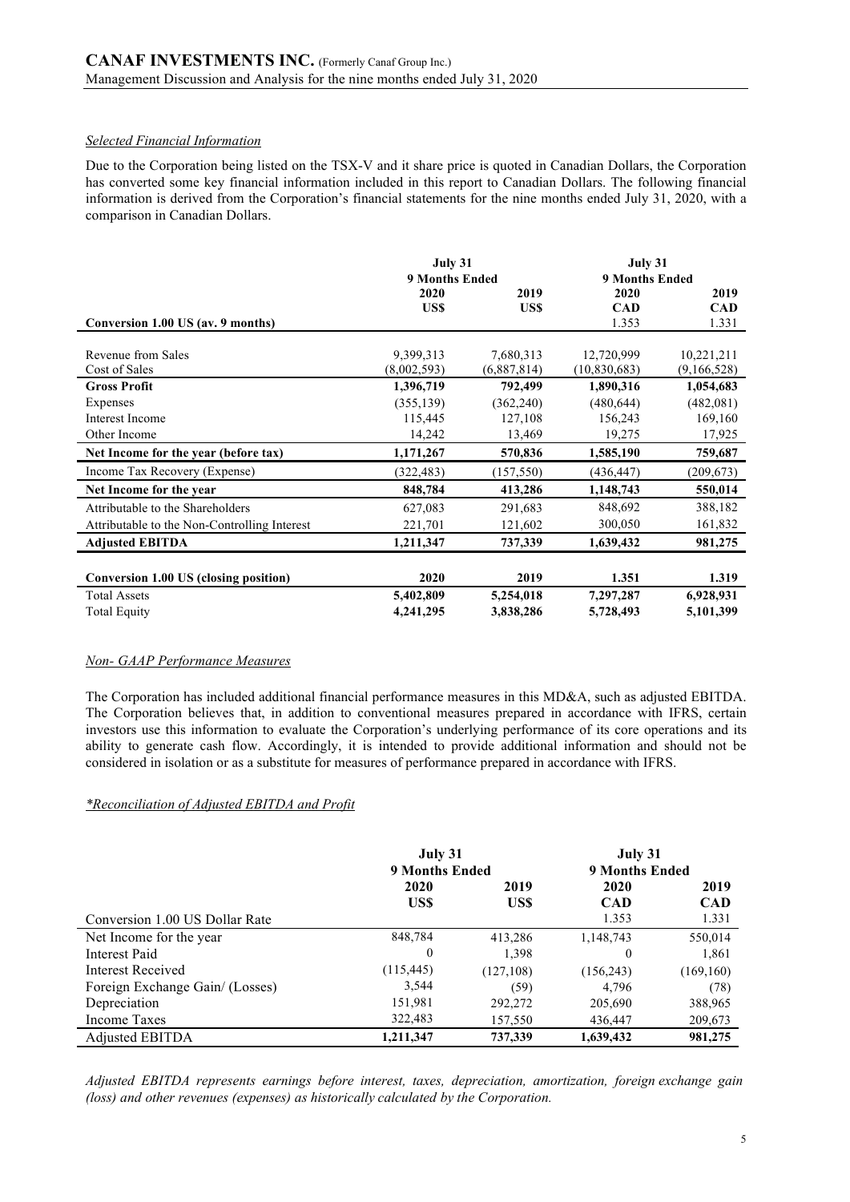*Selected Financial Information*

Due to the Corporation being listed on the TSX-V and it share price is quoted in Canadian Dollars, the Corporation has converted some key financial information included in this report to Canadian Dollars. The following financial information is derived from the Corporation's financial statements for the nine months ended July 31, 2020, with a comparison in Canadian Dollars.

| | July 31 9 Months Ended | | July 31 9 Months Ended | |
|---|---|---|---|---|
| | 2020 US$ | 2019 US$ | 2020 CAD | 2019 CAD |
| **Conversion 1.00 US (av. 9 months)** | | | 1.353 | 1.331 |
| Revenue from Sales | 9,399,313 | 7,680,313 | 12,720,999 | 10,221,211 |
| Cost of Sales | (8,002,593) | (6,887,814) | (10,830,683) | (9,166,528) |
| **Gross Profit** | **1,396,719** | **792,499** | **1,890,316** | **1,054,683** |
| Expenses | (355,139) | (362,240) | (480,644) | (482,081) |
| Interest Income | 115,445 | 127,108 | 156,243 | 169,160 |
| Other Income | 14,242 | 13,469 | 19,275 | 17,925 |
| **Net Income for the year (before tax)** | **1,171,267** | **570,836** | **1,585,190** | **759,687** |
| Income Tax Recovery (Expense) | (322,483) | (157,550) | (436,447) | (209,673) |
| **Net Income for the year** | **848,784** | **413,286** | **1,148,743** | **550,014** |
| Attributable to the Shareholders | 627,083 | 291,683 | 848,692 | 388,182 |
| Attributable to the Non-Controlling Interest | 221,701 | 121,602 | 300,050 | 161,832 |
| **Adjusted EBITDA** | **1,211,347** | **737,339** | **1,639,432** | **981,275** |
| **Conversion 1.00 US (closing position)** | **2020** | **2019** | **1.351** | **1.319** |
| Total Assets | **5,402,809** | **5,254,018** | **7,297,287** | **6,928,931** |
| Total Equity | **4,241,295** | **3,838,286** | **5,728,493** | **5,101,399** |

*Non- GAAP Performance Measures*

The Corporation has included additional financial performance measures in this MD&A, such as adjusted EBITDA. The Corporation believes that, in addition to conventional measures prepared in accordance with IFRS, certain investors use this information to evaluate the Corporation's underlying performance of its core operations and its ability to generate cash flow. Accordingly, it is intended to provide additional information and should not be considered in isolation or as a substitute for measures of performance prepared in accordance with IFRS.

*\*Reconciliation of Adjusted EBITDA and Profit*

| | July 31 9 Months Ended | | July 31 9 Months Ended | |
|---|---|---|---|---|
| | 2020 US$ | 2019 US$ | 2020 CAD | 2019 CAD |
| Conversion 1.00 US Dollar Rate | | | 1.353 | 1.331 |
| Net Income for the year | 848,784 | 413,286 | 1,148,743 | 550,014 |
| Interest Paid | 0 | 1,398 | 0 | 1,861 |
| Interest Received | (115,445) | (127,108) | (156,243) | (169,160) |
| Foreign Exchange Gain/ (Losses) | 3,544 | (59) | 4,796 | (78) |
| Depreciation | 151,981 | 292,272 | 205,690 | 388,965 |
| Income Taxes | 322,483 | 157,550 | 436,447 | 209,673 |
| Adjusted EBITDA | **1,211,347** | **737,339** | **1,639,432** | **981,275** |

*Adjusted EBITDA represents earnings before interest, taxes, depreciation, amortization, foreign exchange gain (loss) and other revenues (expenses) as historically calculated by the Corporation.*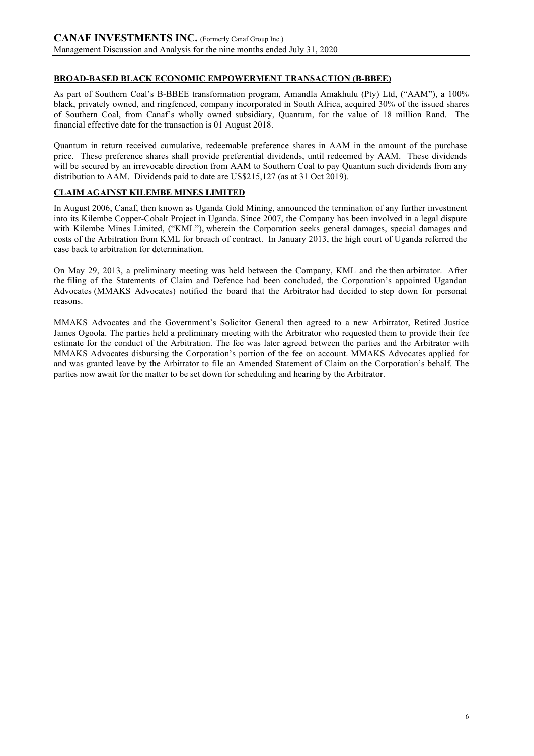## BROAD-BASED BLACK ECONOMIC EMPOWERMENT TRANSACTION (B-BBEE)

As part of Southern Coal's B-BBEE transformation program, Amandla Amakhulu (Pty) Ltd, ("AAM"), a 100% black, privately owned, and ringfenced, company incorporated in South Africa, acquired 30% of the issued shares of Southern Coal, from Canaf's wholly owned subsidiary, Quantum, for the value of 18 million Rand. The financial effective date for the transaction is 01 August 2018.

Quantum in return received cumulative, redeemable preference shares in AAM in the amount of the purchase price. These preference shares shall provide preferential dividends, until redeemed by AAM. These dividends will be secured by an irrevocable direction from AAM to Southern Coal to pay Quantum such dividends from any distribution to AAM. Dividends paid to date are US$215,127 (as at 31 Oct 2019).

## CLAIM AGAINST KILEMBE MINES LIMITED

In August 2006, Canaf, then known as Uganda Gold Mining, announced the termination of any further investment into its Kilembe Copper-Cobalt Project in Uganda. Since 2007, the Company has been involved in a legal dispute with Kilembe Mines Limited, ("KML"), wherein the Corporation seeks general damages, special damages and costs of the Arbitration from KML for breach of contract. In January 2013, the high court of Uganda referred the case back to arbitration for determination.

On May 29, 2013, a preliminary meeting was held between the Company, KML and the then arbitrator. After the filing of the Statements of Claim and Defence had been concluded, the Corporation's appointed Ugandan Advocates (MMAKS Advocates) notified the board that the Arbitrator had decided to step down for personal reasons.

MMAKS Advocates and the Government's Solicitor General then agreed to a new Arbitrator, Retired Justice James Ogoola. The parties held a preliminary meeting with the Arbitrator who requested them to provide their fee estimate for the conduct of the Arbitration. The fee was later agreed between the parties and the Arbitrator with MMAKS Advocates disbursing the Corporation's portion of the fee on account. MMAKS Advocates applied for and was granted leave by the Arbitrator to file an Amended Statement of Claim on the Corporation's behalf. The parties now await for the matter to be set down for scheduling and hearing by the Arbitrator.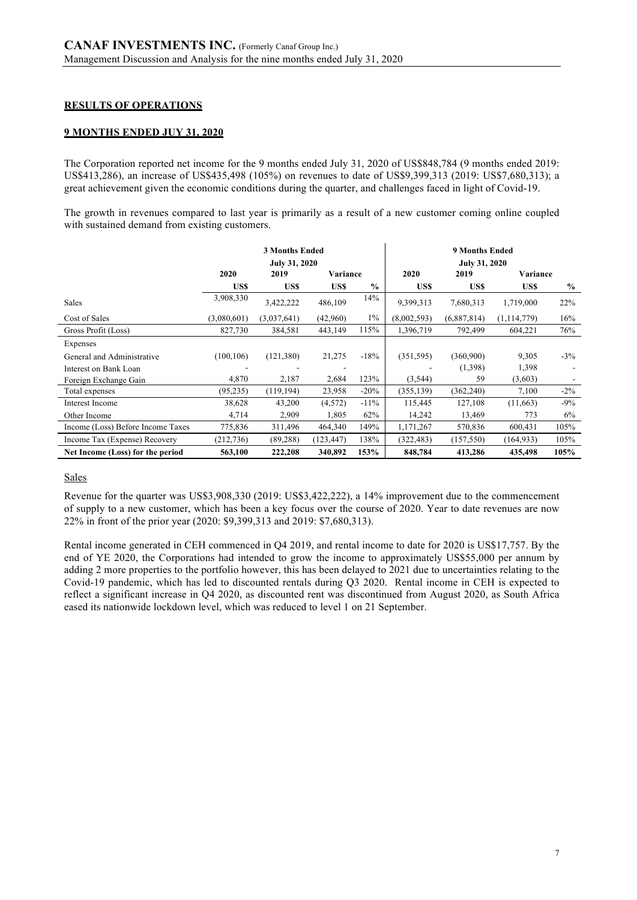**RESULTS OF OPERATIONS**

**9 MONTHS ENDED JUY 31, 2020**

The Corporation reported net income for the 9 months ended July 31, 2020 of US$848,784 (9 months ended 2019: US$413,286), an increase of US$435,498 (105%) on revenues to date of US$9,399,313 (2019: US$7,680,313); a great achievement given the economic conditions during the quarter, and challenges faced in light of Covid-19.

The growth in revenues compared to last year is primarily as a result of a new customer coming online coupled with sustained demand from existing customers.

| | 3 Months Ended July 31, 2020 | | | | 9 Months Ended July 31, 2020 | | | |
|---|---|---|---|---|---|---|---|---|
| | 2020 | 2019 | Variance | | 2020 | 2019 | Variance | |
| | US$ | US$ | US$ | % | US$ | US$ | US$ | % |
| Sales | 3,908,330 | 3,422,222 | 486,109 | 14% | 9,399,313 | 7,680,313 | 1,719,000 | 22% |
| Cost of Sales | (3,080,601) | (3,037,641) | (42,960) | 1% | (8,002,593) | (6,887,814) | (1,114,779) | 16% |
| Gross Profit (Loss) | 827,730 | 384,581 | 443,149 | 115% | 1,396,719 | 792,499 | 604,221 | 76% |
| Expenses | | | | | | | | |
| General and Administrative | (100,106) | (121,380) | 21,275 | -18% | (351,595) | (360,900) | 9,305 | -3% |
| Interest on Bank Loan | - | - | - | | - | (1,398) | 1,398 | - |
| Foreign Exchange Gain | 4,870 | 2,187 | 2,684 | 123% | (3,544) | 59 | (3,603) | - |
| Total expenses | (95,235) | (119,194) | 23,958 | -20% | (355,139) | (362,240) | 7,100 | -2% |
| Interest Income | 38,628 | 43,200 | (4,572) | -11% | 115,445 | 127,108 | (11,663) | -9% |
| Other Income | 4,714 | 2,909 | 1,805 | 62% | 14,242 | 13,469 | 773 | 6% |
| Income (Loss) Before Income Taxes | 775,836 | 311,496 | 464,340 | 149% | 1,171,267 | 570,836 | 600,431 | 105% |
| Income Tax (Expense) Recovery | (212,736) | (89,288) | (123,447) | 138% | (322,483) | (157,550) | (164,933) | 105% |
| **Net Income (Loss) for the period** | **563,100** | **222,208** | **340,892** | **153%** | **848,784** | **413,286** | **435,498** | **105%** |

Sales

Revenue for the quarter was US$3,908,330 (2019: US$3,422,222), a 14% improvement due to the commencement of supply to a new customer, which has been a key focus over the course of 2020. Year to date revenues are now 22% in front of the prior year (2020: $9,399,313 and 2019: $7,680,313).

Rental income generated in CEH commenced in Q4 2019, and rental income to date for 2020 is US$17,757. By the end of YE 2020, the Corporations had intended to grow the income to approximately US$55,000 per annum by adding 2 more properties to the portfolio however, this has been delayed to 2021 due to uncertainties relating to the Covid-19 pandemic, which has led to discounted rentals during Q3 2020. Rental income in CEH is expected to reflect a significant increase in Q4 2020, as discounted rent was discontinued from August 2020, as South Africa eased its nationwide lockdown level, which was reduced to level 1 on 21 September.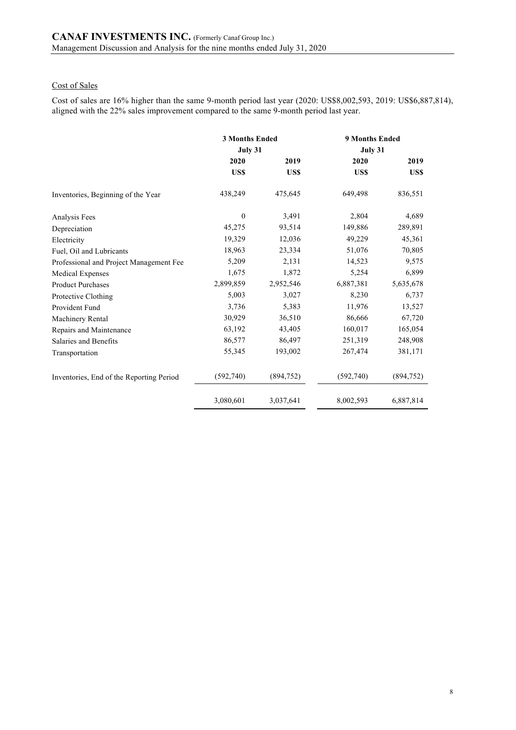### Cost of Sales

Cost of sales are 16% higher than the same 9-month period last year (2020: US$8,002,593, 2019: US$6,887,814), aligned with the 22% sales improvement compared to the same 9-month period last year.

| | 3 Months Ended July 31 | | 9 Months Ended July 31 | |
|---|---|---|---|---|
| | 2020 | 2019 | 2020 | 2019 |
| | US$ | US$ | US$ | US$ |
| Inventories, Beginning of the Year | 438,249 | 475,645 | 649,498 | 836,551 |
| Analysis Fees | 0 | 3,491 | 2,804 | 4,689 |
| Depreciation | 45,275 | 93,514 | 149,886 | 289,891 |
| Electricity | 19,329 | 12,036 | 49,229 | 45,361 |
| Fuel, Oil and Lubricants | 18,963 | 23,334 | 51,076 | 70,805 |
| Professional and Project Management Fee | 5,209 | 2,131 | 14,523 | 9,575 |
| Medical Expenses | 1,675 | 1,872 | 5,254 | 6,899 |
| Product Purchases | 2,899,859 | 2,952,546 | 6,887,381 | 5,635,678 |
| Protective Clothing | 5,003 | 3,027 | 8,230 | 6,737 |
| Provident Fund | 3,736 | 5,383 | 11,976 | 13,527 |
| Machinery Rental | 30,929 | 36,510 | 86,666 | 67,720 |
| Repairs and Maintenance | 63,192 | 43,405 | 160,017 | 165,054 |
| Salaries and Benefits | 86,577 | 86,497 | 251,319 | 248,908 |
| Transportation | 55,345 | 193,002 | 267,474 | 381,171 |
| Inventories, End of the Reporting Period | (592,740) | (894,752) | (592,740) | (894,752) |
| | 3,080,601 | 3,037,641 | 8,002,593 | 6,887,814 |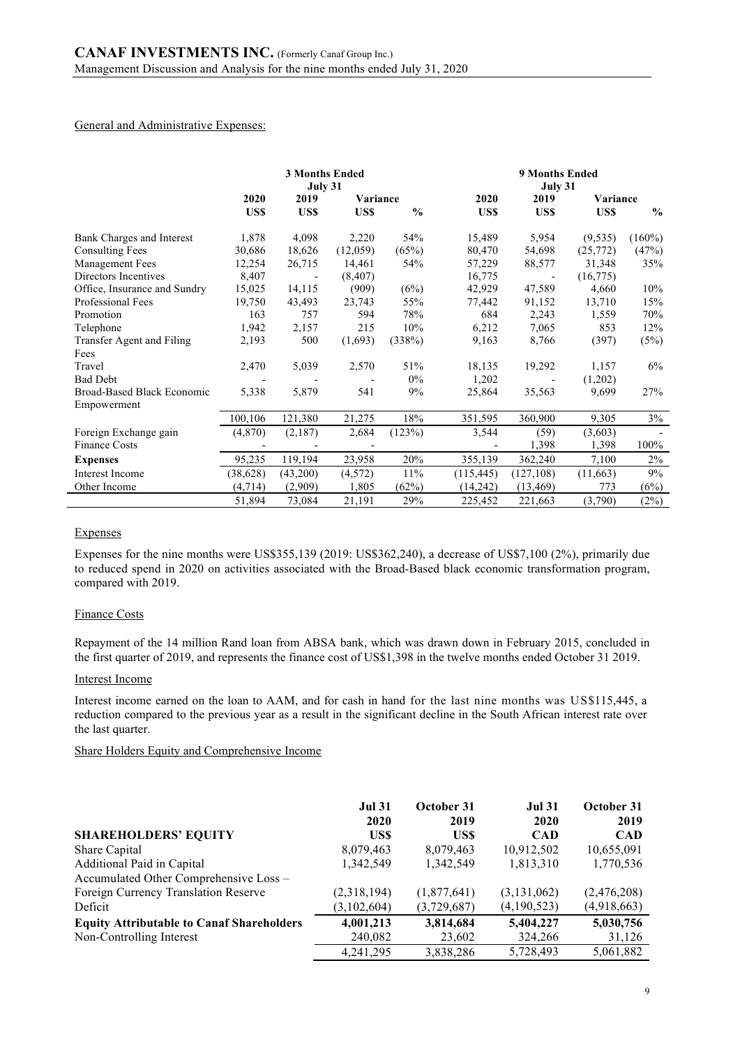## General and Administrative Expenses:

| | 3 Months Ended July 31 | | | | 9 Months Ended July 31 | | | |
|---|---|---|---|---|---|---|---|---|
| | 2020 | 2019 | Variance | | 2020 | 2019 | Variance | |
| | US$ | US$ | US$ | % | US$ | US$ | US$ | % |
| Bank Charges and Interest | 1,878 | 4,098 | 2,220 | 54% | 15,489 | 5,954 | (9,535) | (160%) |
| Consulting Fees | 30,686 | 18,626 | (12,059) | (65%) | 80,470 | 54,698 | (25,772) | (47%) |
| Management Fees | 12,254 | 26,715 | 14,461 | 54% | 57,229 | 88,577 | 31,348 | 35% |
| Directors Incentives | 8,407 | - | (8,407) | | 16,775 | - | (16,775) | |
| Office, Insurance and Sundry | 15,025 | 14,115 | (909) | (6%) | 42,929 | 47,589 | 4,660 | 10% |
| Professional Fees | 19,750 | 43,493 | 23,743 | 55% | 77,442 | 91,152 | 13,710 | 15% |
| Promotion | 163 | 757 | 594 | 78% | 684 | 2,243 | 1,559 | 70% |
| Telephone | 1,942 | 2,157 | 215 | 10% | 6,212 | 7,065 | 853 | 12% |
| Transfer Agent and Filing Fees | 2,193 | 500 | (1,693) | (338%) | 9,163 | 8,766 | (397) | (5%) |
| Travel | 2,470 | 5,039 | 2,570 | 51% | 18,135 | 19,292 | 1,157 | 6% |
| Bad Debt | - | - | - | 0% | 1,202 | - | (1,202) | |
| Broad-Based Black Economic Empowerment | 5,338 | 5,879 | 541 | 9% | 25,864 | 35,563 | 9,699 | 27% |
| | 100,106 | 121,380 | 21,275 | 18% | 351,595 | 360,900 | 9,305 | 3% |
| Foreign Exchange gain | (4,870) | (2,187) | 2,684 | (123%) | 3,544 | (59) | (3,603) | - |
| Finance Costs | - | - | - | | - | 1,398 | 1,398 | 100% |
| **Expenses** | 95,235 | 119,194 | 23,958 | 20% | 355,139 | 362,240 | 7,100 | 2% |
| Interest Income | (38,628) | (43,200) | (4,572) | 11% | (115,445) | (127,108) | (11,663) | 9% |
| Other Income | (4,714) | (2,909) | 1,805 | (62%) | (14,242) | (13,469) | 773 | (6%) |
| | 51,894 | 73,084 | 21,191 | 29% | 225,452 | 221,663 | (3,790) | (2%) |

### Expenses

Expenses for the nine months were US$355,139 (2019: US$362,240), a decrease of US$7,100 (2%), primarily due to reduced spend in 2020 on activities associated with the Broad-Based black economic transformation program, compared with 2019.

### Finance Costs

Repayment of the 14 million Rand loan from ABSA bank, which was drawn down in February 2015, concluded in the first quarter of 2019, and represents the finance cost of US$1,398 in the twelve months ended October 31 2019.

### Interest Income

Interest income earned on the loan to AAM, and for cash in hand for the last nine months was US$115,445, a reduction compared to the previous year as a result in the significant decline in the South African interest rate over the last quarter.

### Share Holders Equity and Comprehensive Income

| | Jul 31 2020 | October 31 2019 | Jul 31 2020 | October 31 2019 |
|---|---|---|---|---|
| **SHAREHOLDERS' EQUITY** | US$ | US$ | CAD | CAD |
| Share Capital | 8,079,463 | 8,079,463 | 10,912,502 | 10,655,091 |
| Additional Paid in Capital | 1,342,549 | 1,342,549 | 1,813,310 | 1,770,536 |
| Accumulated Other Comprehensive Loss – Foreign Currency Translation Reserve | (2,318,194) | (1,877,641) | (3,131,062) | (2,476,208) |
| Deficit | (3,102,604) | (3,729,687) | (4,190,523) | (4,918,663) |
| **Equity Attributable to Canaf Shareholders** | **4,001,213** | **3,814,684** | **5,404,227** | **5,030,756** |
| Non-Controlling Interest | 240,082 | 23,602 | 324,266 | 31,126 |
| | 4,241,295 | 3,838,286 | 5,728,493 | 5,061,882 |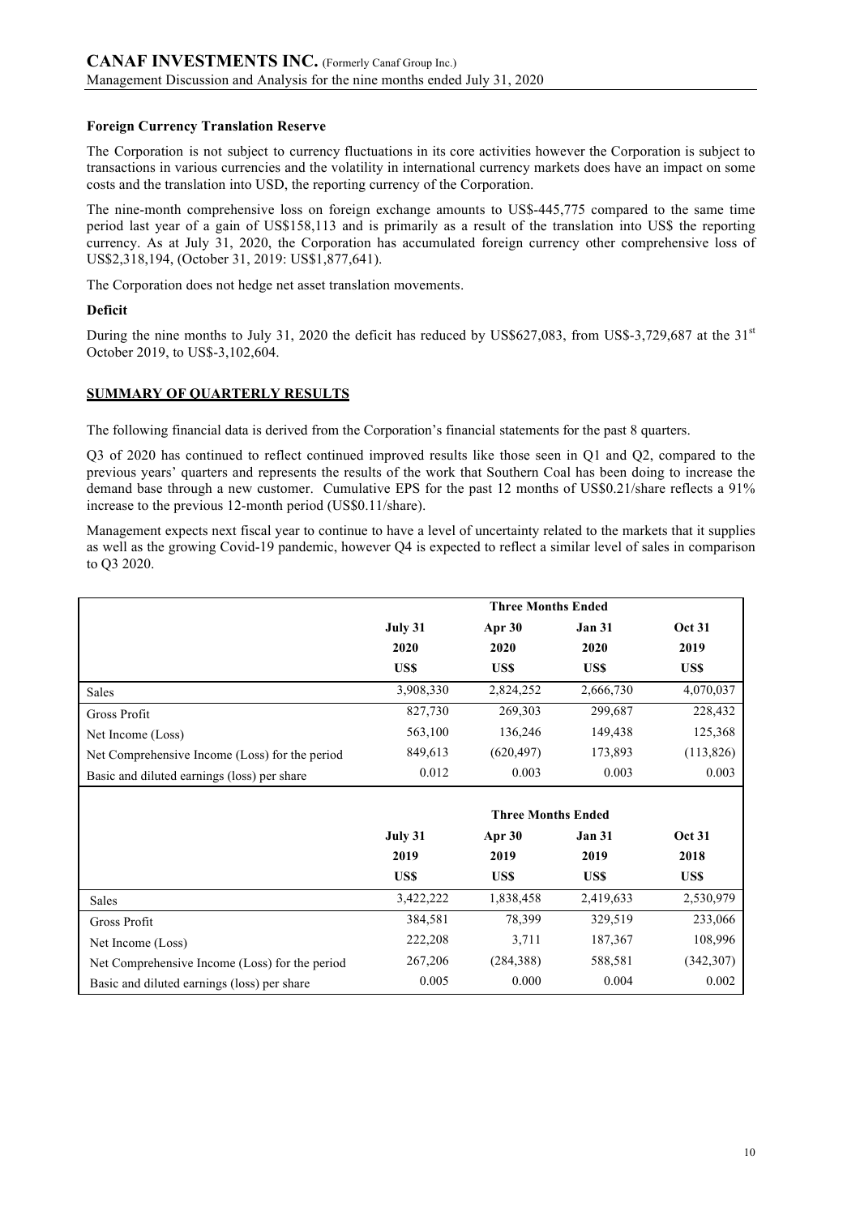#### Foreign Currency Translation Reserve

The Corporation is not subject to currency fluctuations in its core activities however the Corporation is subject to transactions in various currencies and the volatility in international currency markets does have an impact on some costs and the translation into USD, the reporting currency of the Corporation.

The nine-month comprehensive loss on foreign exchange amounts to US$-445,775 compared to the same time period last year of a gain of US$158,113 and is primarily as a result of the translation into US$ the reporting currency. As at July 31, 2020, the Corporation has accumulated foreign currency other comprehensive loss of US$2,318,194, (October 31, 2019: US$1,877,641).

The Corporation does not hedge net asset translation movements.

#### Deficit

During the nine months to July 31, 2020 the deficit has reduced by US$627,083, from US$-3,729,687 at the 31st October 2019, to US$-3,102,604.

## SUMMARY OF QUARTERLY RESULTS

The following financial data is derived from the Corporation's financial statements for the past 8 quarters.

Q3 of 2020 has continued to reflect continued improved results like those seen in Q1 and Q2, compared to the previous years' quarters and represents the results of the work that Southern Coal has been doing to increase the demand base through a new customer. Cumulative EPS for the past 12 months of US$0.21/share reflects a 91% increase to the previous 12-month period (US$0.11/share).

Management expects next fiscal year to continue to have a level of uncertainty related to the markets that it supplies as well as the growing Covid-19 pandemic, however Q4 is expected to reflect a similar level of sales in comparison to Q3 2020.

| | Three Months Ended | | | |
|---|---|---|---|---|
| | July 31 2020 US$ | Apr 30 2020 US$ | Jan 31 2020 US$ | Oct 31 2019 US$ |
| Sales | 3,908,330 | 2,824,252 | 2,666,730 | 4,070,037 |
| Gross Profit | 827,730 | 269,303 | 299,687 | 228,432 |
| Net Income (Loss) | 563,100 | 136,246 | 149,438 | 125,368 |
| Net Comprehensive Income (Loss) for the period | 849,613 | (620,497) | 173,893 | (113,826) |
| Basic and diluted earnings (loss) per share | 0.012 | 0.003 | 0.003 | 0.003 |

| | Three Months Ended | | | |
|---|---|---|---|---|
| | July 31 2019 US$ | Apr 30 2019 US$ | Jan 31 2019 US$ | Oct 31 2018 US$ |
| Sales | 3,422,222 | 1,838,458 | 2,419,633 | 2,530,979 |
| Gross Profit | 384,581 | 78,399 | 329,519 | 233,066 |
| Net Income (Loss) | 222,208 | 3,711 | 187,367 | 108,996 |
| Net Comprehensive Income (Loss) for the period | 267,206 | (284,388) | 588,581 | (342,307) |
| Basic and diluted earnings (loss) per share | 0.005 | 0.000 | 0.004 | 0.002 |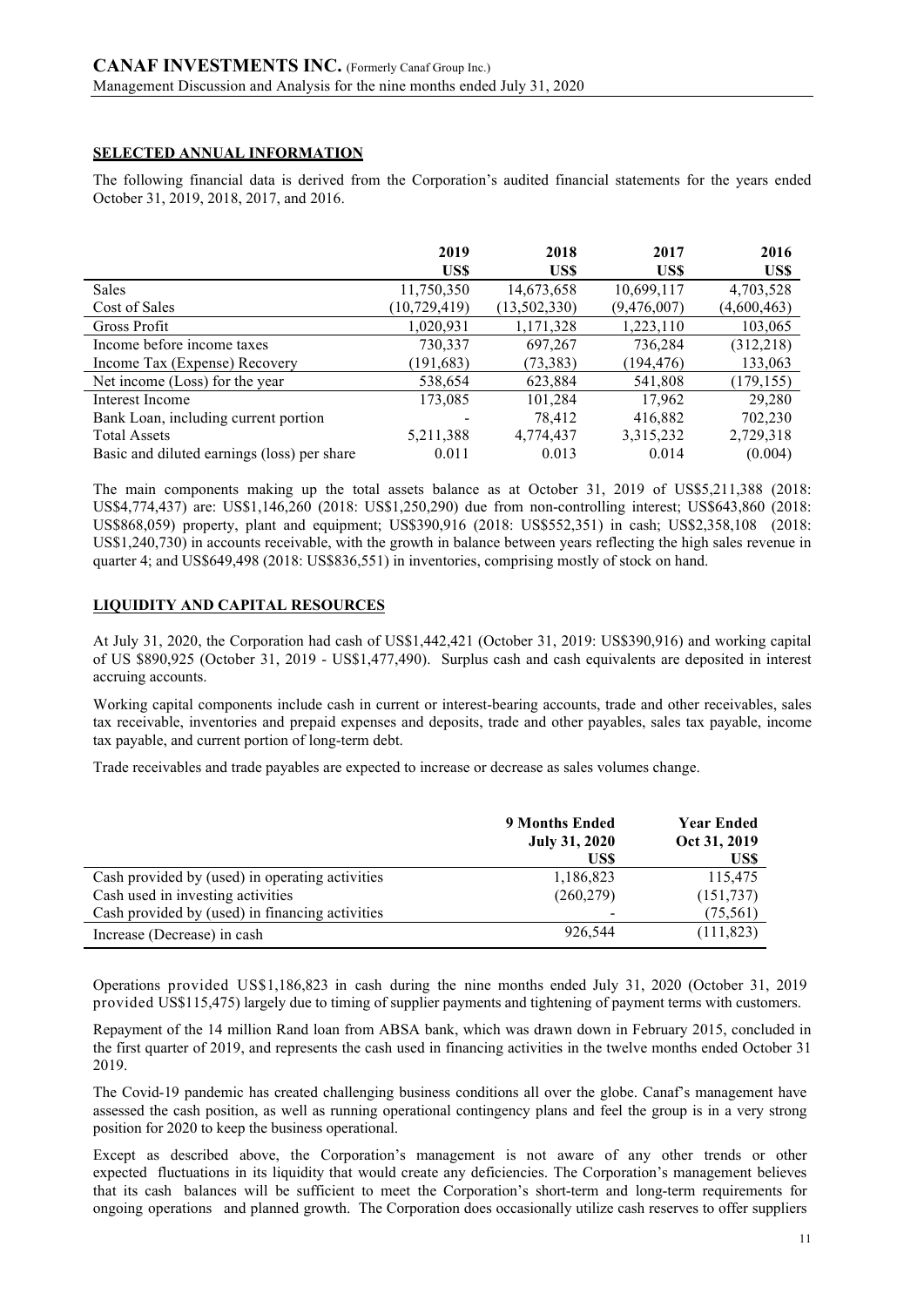## SELECTED ANNUAL INFORMATION

The following financial data is derived from the Corporation's audited financial statements for the years ended October 31, 2019, 2018, 2017, and 2016.

| | 2019 | 2018 | 2017 | 2016 |
|---|---|---|---|---|
| | US$ | US$ | US$ | US$ |
| Sales | 11,750,350 | 14,673,658 | 10,699,117 | 4,703,528 |
| Cost of Sales | (10,729,419) | (13,502,330) | (9,476,007) | (4,600,463) |
| Gross Profit | 1,020,931 | 1,171,328 | 1,223,110 | 103,065 |
| Income before income taxes | 730,337 | 697,267 | 736,284 | (312,218) |
| Income Tax (Expense) Recovery | (191,683) | (73,383) | (194,476) | 133,063 |
| Net income (Loss) for the year | 538,654 | 623,884 | 541,808 | (179,155) |
| Interest Income | 173,085 | 101,284 | 17,962 | 29,280 |
| Bank Loan, including current portion | - | 78,412 | 416,882 | 702,230 |
| Total Assets | 5,211,388 | 4,774,437 | 3,315,232 | 2,729,318 |
| Basic and diluted earnings (loss) per share | 0.011 | 0.013 | 0.014 | (0.004) |

The main components making up the total assets balance as at October 31, 2019 of US$5,211,388 (2018: US$4,774,437) are: US$1,146,260 (2018: US$1,250,290) due from non-controlling interest; US$643,860 (2018: US$868,059) property, plant and equipment; US$390,916 (2018: US$552,351) in cash; US$2,358,108 (2018: US$1,240,730) in accounts receivable, with the growth in balance between years reflecting the high sales revenue in quarter 4; and US$649,498 (2018: US$836,551) in inventories, comprising mostly of stock on hand.

## LIQUIDITY AND CAPITAL RESOURCES

At July 31, 2020, the Corporation had cash of US$1,442,421 (October 31, 2019: US$390,916) and working capital of US $890,925 (October 31, 2019 - US$1,477,490). Surplus cash and cash equivalents are deposited in interest accruing accounts.

Working capital components include cash in current or interest-bearing accounts, trade and other receivables, sales tax receivable, inventories and prepaid expenses and deposits, trade and other payables, sales tax payable, income tax payable, and current portion of long-term debt.

Trade receivables and trade payables are expected to increase or decrease as sales volumes change.

| | 9 Months Ended July 31, 2020 | Year Ended Oct 31, 2019 |
|---|---|---|
| | US$ | US$ |
| Cash provided by (used) in operating activities | 1,186,823 | 115,475 |
| Cash used in investing activities | (260,279) | (151,737) |
| Cash provided by (used) in financing activities | - | (75,561) |
| Increase (Decrease) in cash | 926,544 | (111,823) |

Operations provided US$1,186,823 in cash during the nine months ended July 31, 2020 (October 31, 2019 provided US$115,475) largely due to timing of supplier payments and tightening of payment terms with customers.

Repayment of the 14 million Rand loan from ABSA bank, which was drawn down in February 2015, concluded in the first quarter of 2019, and represents the cash used in financing activities in the twelve months ended October 31 2019.

The Covid-19 pandemic has created challenging business conditions all over the globe. Canaf's management have assessed the cash position, as well as running operational contingency plans and feel the group is in a very strong position for 2020 to keep the business operational.

Except as described above, the Corporation's management is not aware of any other trends or other expected fluctuations in its liquidity that would create any deficiencies. The Corporation's management believes that its cash balances will be sufficient to meet the Corporation's short-term and long-term requirements for ongoing operations and planned growth. The Corporation does occasionally utilize cash reserves to offer suppliers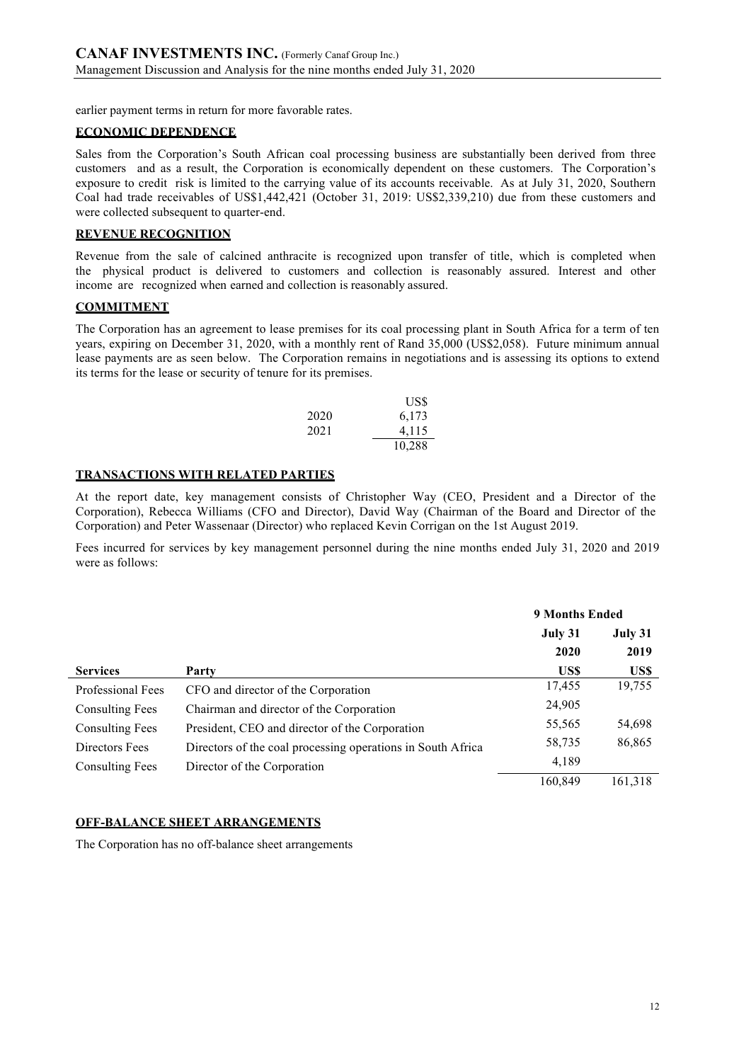earlier payment terms in return for more favorable rates.

## ECONOMIC DEPENDENCE

Sales from the Corporation's South African coal processing business are substantially been derived from three customers and as a result, the Corporation is economically dependent on these customers. The Corporation's exposure to credit risk is limited to the carrying value of its accounts receivable. As at July 31, 2020, Southern Coal had trade receivables of US$1,442,421 (October 31, 2019: US$2,339,210) due from these customers and were collected subsequent to quarter-end.

## REVENUE RECOGNITION

Revenue from the sale of calcined anthracite is recognized upon transfer of title, which is completed when the physical product is delivered to customers and collection is reasonably assured. Interest and other income are recognized when earned and collection is reasonably assured.

## COMMITMENT

The Corporation has an agreement to lease premises for its coal processing plant in South Africa for a term of ten years, expiring on December 31, 2020, with a monthly rent of Rand 35,000 (US$2,058). Future minimum annual lease payments are as seen below. The Corporation remains in negotiations and is assessing its options to extend its terms for the lease or security of tenure for its premises.

| | US$ |
|---|---|
| 2020 | 6,173 |
| 2021 | 4,115 |
| | 10,288 |

## TRANSACTIONS WITH RELATED PARTIES

At the report date, key management consists of Christopher Way (CEO, President and a Director of the Corporation), Rebecca Williams (CFO and Director), David Way (Chairman of the Board and Director of the Corporation) and Peter Wassenaar (Director) who replaced Kevin Corrigan on the 1st August 2019.

Fees incurred for services by key management personnel during the nine months ended July 31, 2020 and 2019 were as follows:

| | | 9 Months Ended | |
|---|---|---|---|
| | | July 31 2020 | July 31 2019 |
| **Services** | **Party** | **US$** | **US$** |
| Professional Fees | CFO and director of the Corporation | 17,455 | 19,755 |
| Consulting Fees | Chairman and director of the Corporation | 24,905 | |
| Consulting Fees | President, CEO and director of the Corporation | 55,565 | 54,698 |
| Directors Fees | Directors of the coal processing operations in South Africa | 58,735 | 86,865 |
| Consulting Fees | Director of the Corporation | 4,189 | |
| | | 160,849 | 161,318 |

## OFF-BALANCE SHEET ARRANGEMENTS

The Corporation has no off-balance sheet arrangements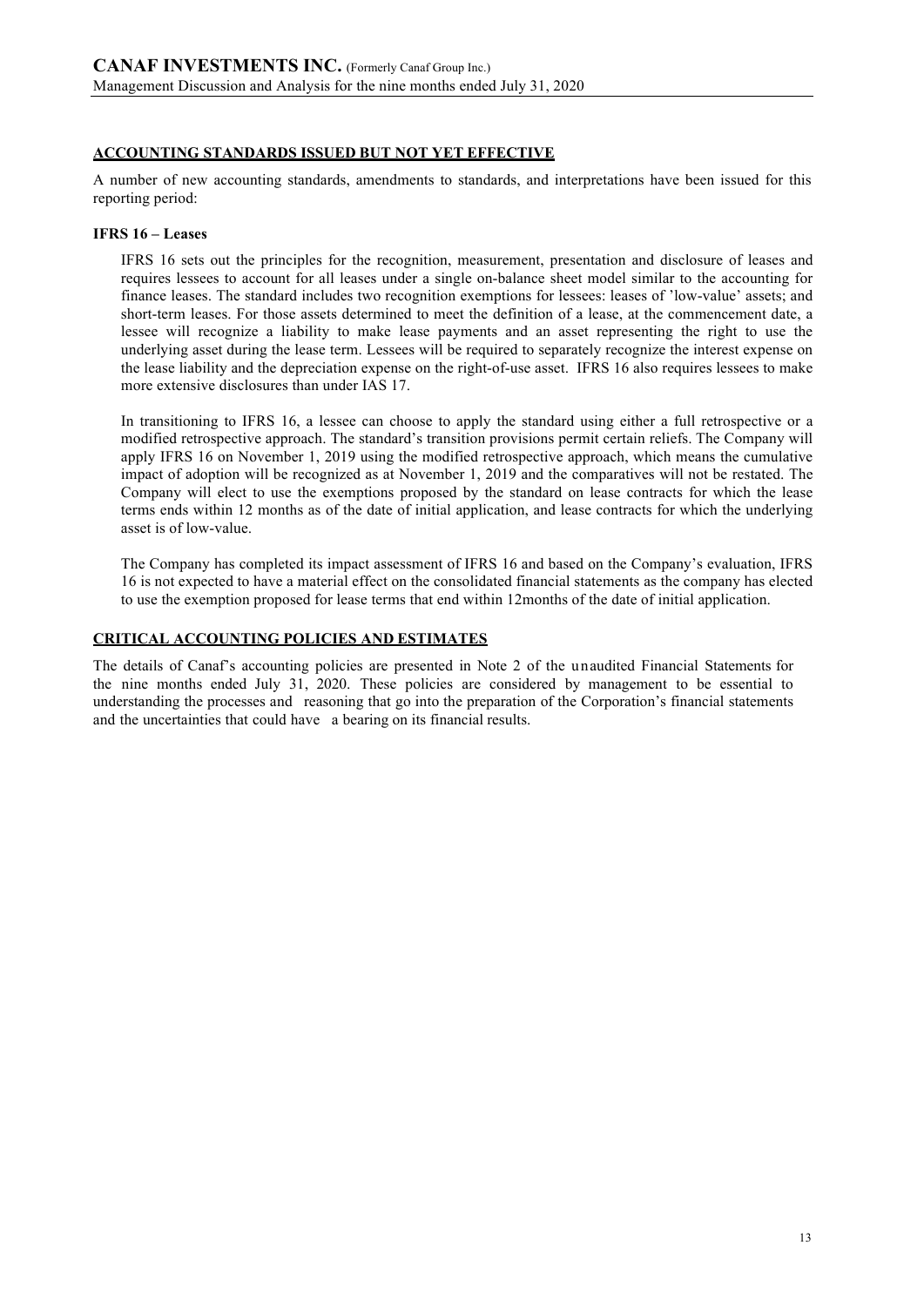## ACCOUNTING STANDARDS ISSUED BUT NOT YET EFFECTIVE

A number of new accounting standards, amendments to standards, and interpretations have been issued for this reporting period:

### IFRS 16 – Leases

IFRS 16 sets out the principles for the recognition, measurement, presentation and disclosure of leases and requires lessees to account for all leases under a single on-balance sheet model similar to the accounting for finance leases. The standard includes two recognition exemptions for lessees: leases of 'low-value' assets; and short-term leases. For those assets determined to meet the definition of a lease, at the commencement date, a lessee will recognize a liability to make lease payments and an asset representing the right to use the underlying asset during the lease term. Lessees will be required to separately recognize the interest expense on the lease liability and the depreciation expense on the right-of-use asset. IFRS 16 also requires lessees to make more extensive disclosures than under IAS 17.

In transitioning to IFRS 16, a lessee can choose to apply the standard using either a full retrospective or a modified retrospective approach. The standard's transition provisions permit certain reliefs. The Company will apply IFRS 16 on November 1, 2019 using the modified retrospective approach, which means the cumulative impact of adoption will be recognized as at November 1, 2019 and the comparatives will not be restated. The Company will elect to use the exemptions proposed by the standard on lease contracts for which the lease terms ends within 12 months as of the date of initial application, and lease contracts for which the underlying asset is of low-value.

The Company has completed its impact assessment of IFRS 16 and based on the Company's evaluation, IFRS 16 is not expected to have a material effect on the consolidated financial statements as the company has elected to use the exemption proposed for lease terms that end within 12months of the date of initial application.

## CRITICAL ACCOUNTING POLICIES AND ESTIMATES

The details of Canaf's accounting policies are presented in Note 2 of the unaudited Financial Statements for the nine months ended July 31, 2020. These policies are considered by management to be essential to understanding the processes and reasoning that go into the preparation of the Corporation's financial statements and the uncertainties that could have a bearing on its financial results.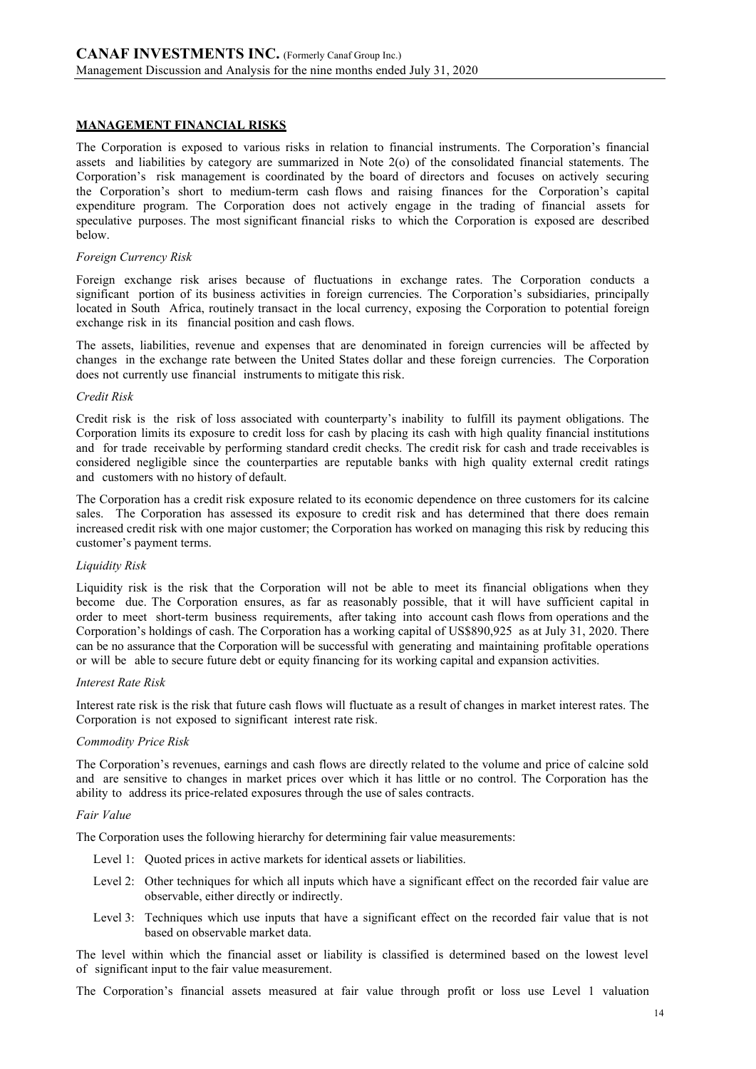## MANAGEMENT FINANCIAL RISKS

The Corporation is exposed to various risks in relation to financial instruments. The Corporation's financial assets and liabilities by category are summarized in Note 2(o) of the consolidated financial statements. The Corporation's risk management is coordinated by the board of directors and focuses on actively securing the Corporation's short to medium-term cash flows and raising finances for the Corporation's capital expenditure program. The Corporation does not actively engage in the trading of financial assets for speculative purposes. The most significant financial risks to which the Corporation is exposed are described below.

*Foreign Currency Risk*

Foreign exchange risk arises because of fluctuations in exchange rates. The Corporation conducts a significant portion of its business activities in foreign currencies. The Corporation's subsidiaries, principally located in South Africa, routinely transact in the local currency, exposing the Corporation to potential foreign exchange risk in its financial position and cash flows.

The assets, liabilities, revenue and expenses that are denominated in foreign currencies will be affected by changes in the exchange rate between the United States dollar and these foreign currencies. The Corporation does not currently use financial instruments to mitigate this risk.

*Credit Risk*

Credit risk is the risk of loss associated with counterparty's inability to fulfill its payment obligations. The Corporation limits its exposure to credit loss for cash by placing its cash with high quality financial institutions and for trade receivable by performing standard credit checks. The credit risk for cash and trade receivables is considered negligible since the counterparties are reputable banks with high quality external credit ratings and customers with no history of default.

The Corporation has a credit risk exposure related to its economic dependence on three customers for its calcine sales. The Corporation has assessed its exposure to credit risk and has determined that there does remain increased credit risk with one major customer; the Corporation has worked on managing this risk by reducing this customer's payment terms.

*Liquidity Risk*

Liquidity risk is the risk that the Corporation will not be able to meet its financial obligations when they become due. The Corporation ensures, as far as reasonably possible, that it will have sufficient capital in order to meet short-term business requirements, after taking into account cash flows from operations and the Corporation's holdings of cash. The Corporation has a working capital of US$890,925 as at July 31, 2020. There can be no assurance that the Corporation will be successful with generating and maintaining profitable operations or will be able to secure future debt or equity financing for its working capital and expansion activities.

*Interest Rate Risk*

Interest rate risk is the risk that future cash flows will fluctuate as a result of changes in market interest rates. The Corporation is not exposed to significant interest rate risk.

*Commodity Price Risk*

The Corporation's revenues, earnings and cash flows are directly related to the volume and price of calcine sold and are sensitive to changes in market prices over which it has little or no control. The Corporation has the ability to address its price-related exposures through the use of sales contracts.

*Fair Value*

The Corporation uses the following hierarchy for determining fair value measurements:

- Level 1: Quoted prices in active markets for identical assets or liabilities.
- Level 2: Other techniques for which all inputs which have a significant effect on the recorded fair value are observable, either directly or indirectly.
- Level 3: Techniques which use inputs that have a significant effect on the recorded fair value that is not based on observable market data.

The level within which the financial asset or liability is classified is determined based on the lowest level of significant input to the fair value measurement.

The Corporation's financial assets measured at fair value through profit or loss use Level 1 valuation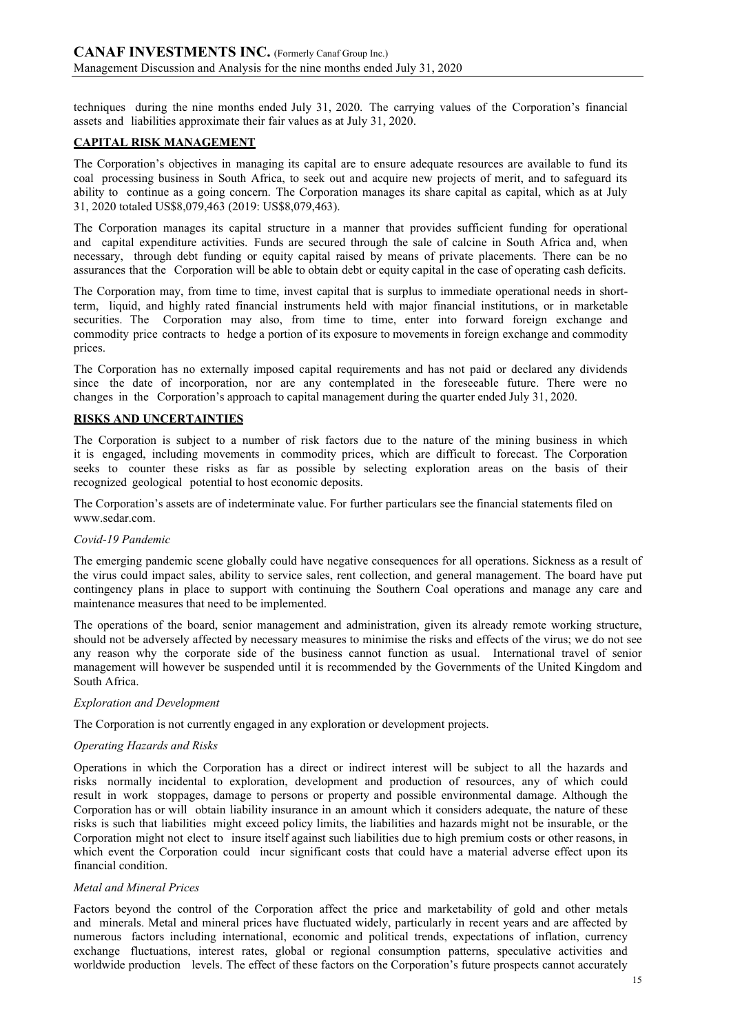techniques during the nine months ended July 31, 2020. The carrying values of the Corporation's financial assets and liabilities approximate their fair values as at July 31, 2020.

## CAPITAL RISK MANAGEMENT

The Corporation's objectives in managing its capital are to ensure adequate resources are available to fund its coal processing business in South Africa, to seek out and acquire new projects of merit, and to safeguard its ability to continue as a going concern. The Corporation manages its share capital as capital, which as at July 31, 2020 totaled US$8,079,463 (2019: US$8,079,463).

The Corporation manages its capital structure in a manner that provides sufficient funding for operational and capital expenditure activities. Funds are secured through the sale of calcine in South Africa and, when necessary, through debt funding or equity capital raised by means of private placements. There can be no assurances that the Corporation will be able to obtain debt or equity capital in the case of operating cash deficits.

The Corporation may, from time to time, invest capital that is surplus to immediate operational needs in short-term, liquid, and highly rated financial instruments held with major financial institutions, or in marketable securities. The Corporation may also, from time to time, enter into forward foreign exchange and commodity price contracts to hedge a portion of its exposure to movements in foreign exchange and commodity prices.

The Corporation has no externally imposed capital requirements and has not paid or declared any dividends since the date of incorporation, nor are any contemplated in the foreseeable future. There were no changes in the Corporation's approach to capital management during the quarter ended July 31, 2020.

## RISKS AND UNCERTAINTIES

The Corporation is subject to a number of risk factors due to the nature of the mining business in which it is engaged, including movements in commodity prices, which are difficult to forecast. The Corporation seeks to counter these risks as far as possible by selecting exploration areas on the basis of their recognized geological potential to host economic deposits.

The Corporation's assets are of indeterminate value. For further particulars see the financial statements filed on www.sedar.com.

### *Covid-19 Pandemic*

The emerging pandemic scene globally could have negative consequences for all operations. Sickness as a result of the virus could impact sales, ability to service sales, rent collection, and general management. The board have put contingency plans in place to support with continuing the Southern Coal operations and manage any care and maintenance measures that need to be implemented.

The operations of the board, senior management and administration, given its already remote working structure, should not be adversely affected by necessary measures to minimise the risks and effects of the virus; we do not see any reason why the corporate side of the business cannot function as usual. International travel of senior management will however be suspended until it is recommended by the Governments of the United Kingdom and South Africa.

### *Exploration and Development*

The Corporation is not currently engaged in any exploration or development projects.

### *Operating Hazards and Risks*

Operations in which the Corporation has a direct or indirect interest will be subject to all the hazards and risks normally incidental to exploration, development and production of resources, any of which could result in work stoppages, damage to persons or property and possible environmental damage. Although the Corporation has or will obtain liability insurance in an amount which it considers adequate, the nature of these risks is such that liabilities might exceed policy limits, the liabilities and hazards might not be insurable, or the Corporation might not elect to insure itself against such liabilities due to high premium costs or other reasons, in which event the Corporation could incur significant costs that could have a material adverse effect upon its financial condition.

### *Metal and Mineral Prices*

Factors beyond the control of the Corporation affect the price and marketability of gold and other metals and minerals. Metal and mineral prices have fluctuated widely, particularly in recent years and are affected by numerous factors including international, economic and political trends, expectations of inflation, currency exchange fluctuations, interest rates, global or regional consumption patterns, speculative activities and worldwide production levels. The effect of these factors on the Corporation's future prospects cannot accurately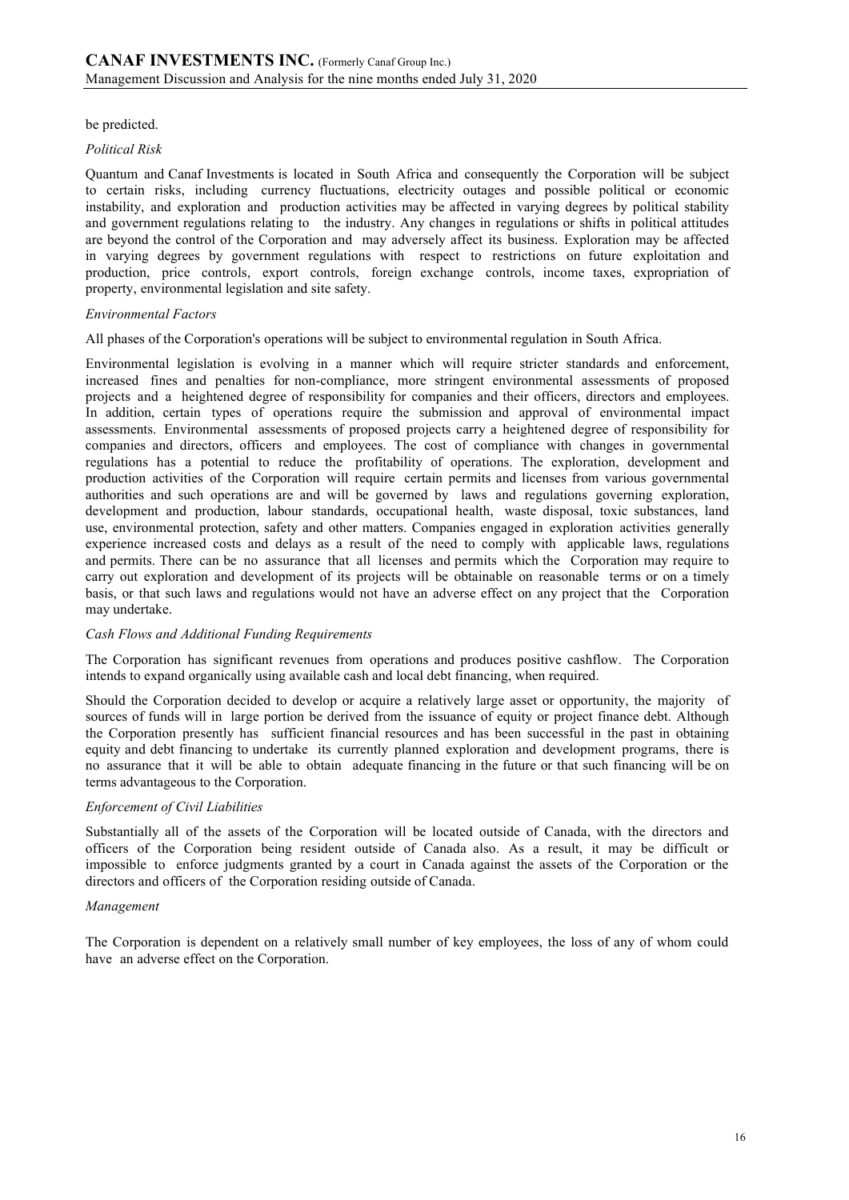be predicted.

*Political Risk*

Quantum and Canaf Investments is located in South Africa and consequently the Corporation will be subject to certain risks, including currency fluctuations, electricity outages and possible political or economic instability, and exploration and production activities may be affected in varying degrees by political stability and government regulations relating to the industry. Any changes in regulations or shifts in political attitudes are beyond the control of the Corporation and may adversely affect its business. Exploration may be affected in varying degrees by government regulations with respect to restrictions on future exploitation and production, price controls, export controls, foreign exchange controls, income taxes, expropriation of property, environmental legislation and site safety.

*Environmental Factors*

All phases of the Corporation's operations will be subject to environmental regulation in South Africa.

Environmental legislation is evolving in a manner which will require stricter standards and enforcement, increased fines and penalties for non-compliance, more stringent environmental assessments of proposed projects and a heightened degree of responsibility for companies and their officers, directors and employees. In addition, certain types of operations require the submission and approval of environmental impact assessments. Environmental assessments of proposed projects carry a heightened degree of responsibility for companies and directors, officers and employees. The cost of compliance with changes in governmental regulations has a potential to reduce the profitability of operations. The exploration, development and production activities of the Corporation will require certain permits and licenses from various governmental authorities and such operations are and will be governed by laws and regulations governing exploration, development and production, labour standards, occupational health, waste disposal, toxic substances, land use, environmental protection, safety and other matters. Companies engaged in exploration activities generally experience increased costs and delays as a result of the need to comply with applicable laws, regulations and permits. There can be no assurance that all licenses and permits which the Corporation may require to carry out exploration and development of its projects will be obtainable on reasonable terms or on a timely basis, or that such laws and regulations would not have an adverse effect on any project that the Corporation may undertake.

*Cash Flows and Additional Funding Requirements*

The Corporation has significant revenues from operations and produces positive cashflow. The Corporation intends to expand organically using available cash and local debt financing, when required.

Should the Corporation decided to develop or acquire a relatively large asset or opportunity, the majority of sources of funds will in large portion be derived from the issuance of equity or project finance debt. Although the Corporation presently has sufficient financial resources and has been successful in the past in obtaining equity and debt financing to undertake its currently planned exploration and development programs, there is no assurance that it will be able to obtain adequate financing in the future or that such financing will be on terms advantageous to the Corporation.

*Enforcement of Civil Liabilities*

Substantially all of the assets of the Corporation will be located outside of Canada, with the directors and officers of the Corporation being resident outside of Canada also. As a result, it may be difficult or impossible to enforce judgments granted by a court in Canada against the assets of the Corporation or the directors and officers of the Corporation residing outside of Canada.

*Management*

The Corporation is dependent on a relatively small number of key employees, the loss of any of whom could have an adverse effect on the Corporation.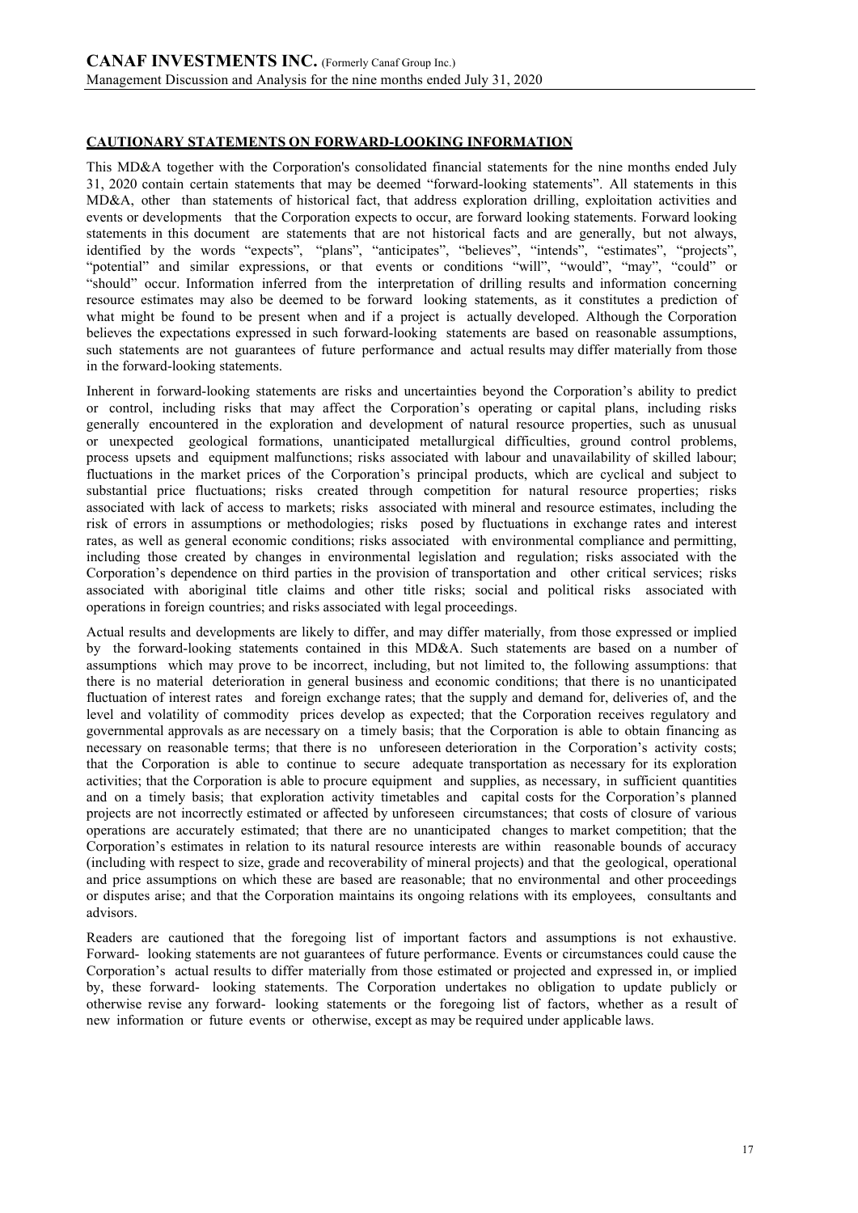## CAUTIONARY STATEMENTS ON FORWARD-LOOKING INFORMATION

This MD&A together with the Corporation's consolidated financial statements for the nine months ended July 31, 2020 contain certain statements that may be deemed "forward-looking statements". All statements in this MD&A, other than statements of historical fact, that address exploration drilling, exploitation activities and events or developments that the Corporation expects to occur, are forward looking statements. Forward looking statements in this document are statements that are not historical facts and are generally, but not always, identified by the words "expects", "plans", "anticipates", "believes", "intends", "estimates", "projects", "potential" and similar expressions, or that events or conditions "will", "would", "may", "could" or "should" occur. Information inferred from the interpretation of drilling results and information concerning resource estimates may also be deemed to be forward looking statements, as it constitutes a prediction of what might be found to be present when and if a project is actually developed. Although the Corporation believes the expectations expressed in such forward-looking statements are based on reasonable assumptions, such statements are not guarantees of future performance and actual results may differ materially from those in the forward-looking statements.

Inherent in forward-looking statements are risks and uncertainties beyond the Corporation's ability to predict or control, including risks that may affect the Corporation's operating or capital plans, including risks generally encountered in the exploration and development of natural resource properties, such as unusual or unexpected geological formations, unanticipated metallurgical difficulties, ground control problems, process upsets and equipment malfunctions; risks associated with labour and unavailability of skilled labour; fluctuations in the market prices of the Corporation's principal products, which are cyclical and subject to substantial price fluctuations; risks created through competition for natural resource properties; risks associated with lack of access to markets; risks associated with mineral and resource estimates, including the risk of errors in assumptions or methodologies; risks posed by fluctuations in exchange rates and interest rates, as well as general economic conditions; risks associated with environmental compliance and permitting, including those created by changes in environmental legislation and regulation; risks associated with the Corporation's dependence on third parties in the provision of transportation and other critical services; risks associated with aboriginal title claims and other title risks; social and political risks associated with operations in foreign countries; and risks associated with legal proceedings.

Actual results and developments are likely to differ, and may differ materially, from those expressed or implied by the forward-looking statements contained in this MD&A. Such statements are based on a number of assumptions which may prove to be incorrect, including, but not limited to, the following assumptions: that there is no material deterioration in general business and economic conditions; that there is no unanticipated fluctuation of interest rates and foreign exchange rates; that the supply and demand for, deliveries of, and the level and volatility of commodity prices develop as expected; that the Corporation receives regulatory and governmental approvals as are necessary on a timely basis; that the Corporation is able to obtain financing as necessary on reasonable terms; that there is no unforeseen deterioration in the Corporation's activity costs; that the Corporation is able to continue to secure adequate transportation as necessary for its exploration activities; that the Corporation is able to procure equipment and supplies, as necessary, in sufficient quantities and on a timely basis; that exploration activity timetables and capital costs for the Corporation's planned projects are not incorrectly estimated or affected by unforeseen circumstances; that costs of closure of various operations are accurately estimated; that there are no unanticipated changes to market competition; that the Corporation's estimates in relation to its natural resource interests are within reasonable bounds of accuracy (including with respect to size, grade and recoverability of mineral projects) and that the geological, operational and price assumptions on which these are based are reasonable; that no environmental and other proceedings or disputes arise; and that the Corporation maintains its ongoing relations with its employees, consultants and advisors.

Readers are cautioned that the foregoing list of important factors and assumptions is not exhaustive. Forward- looking statements are not guarantees of future performance. Events or circumstances could cause the Corporation's actual results to differ materially from those estimated or projected and expressed in, or implied by, these forward- looking statements. The Corporation undertakes no obligation to update publicly or otherwise revise any forward- looking statements or the foregoing list of factors, whether as a result of new information or future events or otherwise, except as may be required under applicable laws.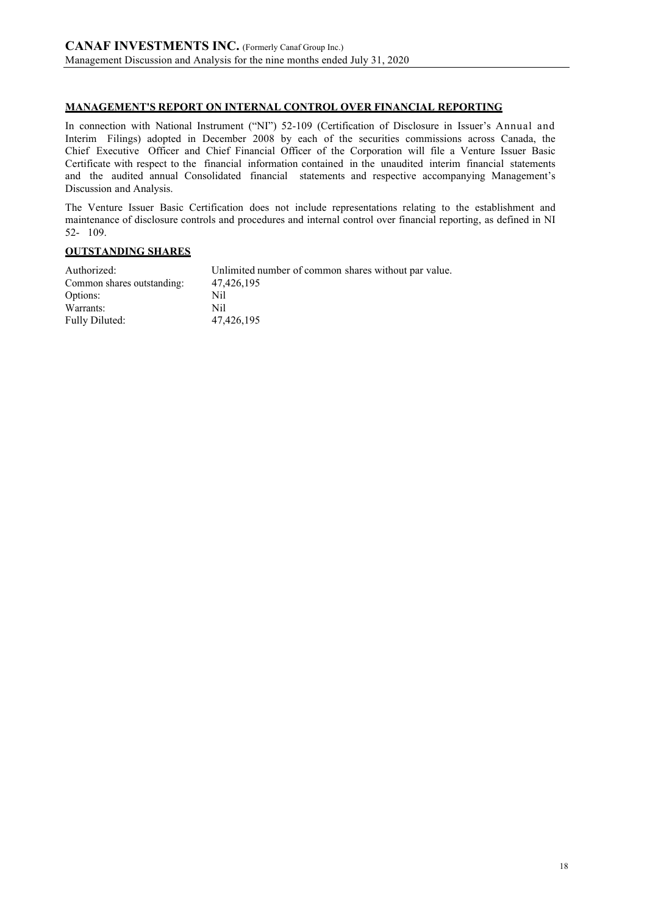## MANAGEMENT'S REPORT ON INTERNAL CONTROL OVER FINANCIAL REPORTING

In connection with National Instrument ("NI") 52-109 (Certification of Disclosure in Issuer's Annual and Interim Filings) adopted in December 2008 by each of the securities commissions across Canada, the Chief Executive Officer and Chief Financial Officer of the Corporation will file a Venture Issuer Basic Certificate with respect to the financial information contained in the unaudited interim financial statements and the audited annual Consolidated financial statements and respective accompanying Management's Discussion and Analysis.

The Venture Issuer Basic Certification does not include representations relating to the establishment and maintenance of disclosure controls and procedures and internal control over financial reporting, as defined in NI 52- 109.

## OUTSTANDING SHARES

| | |
|---|---|
| Authorized: | Unlimited number of common shares without par value. |
| Common shares outstanding: | 47,426,195 |
| Options: | Nil |
| Warrants: | Nil |
| Fully Diluted: | 47,426,195 |